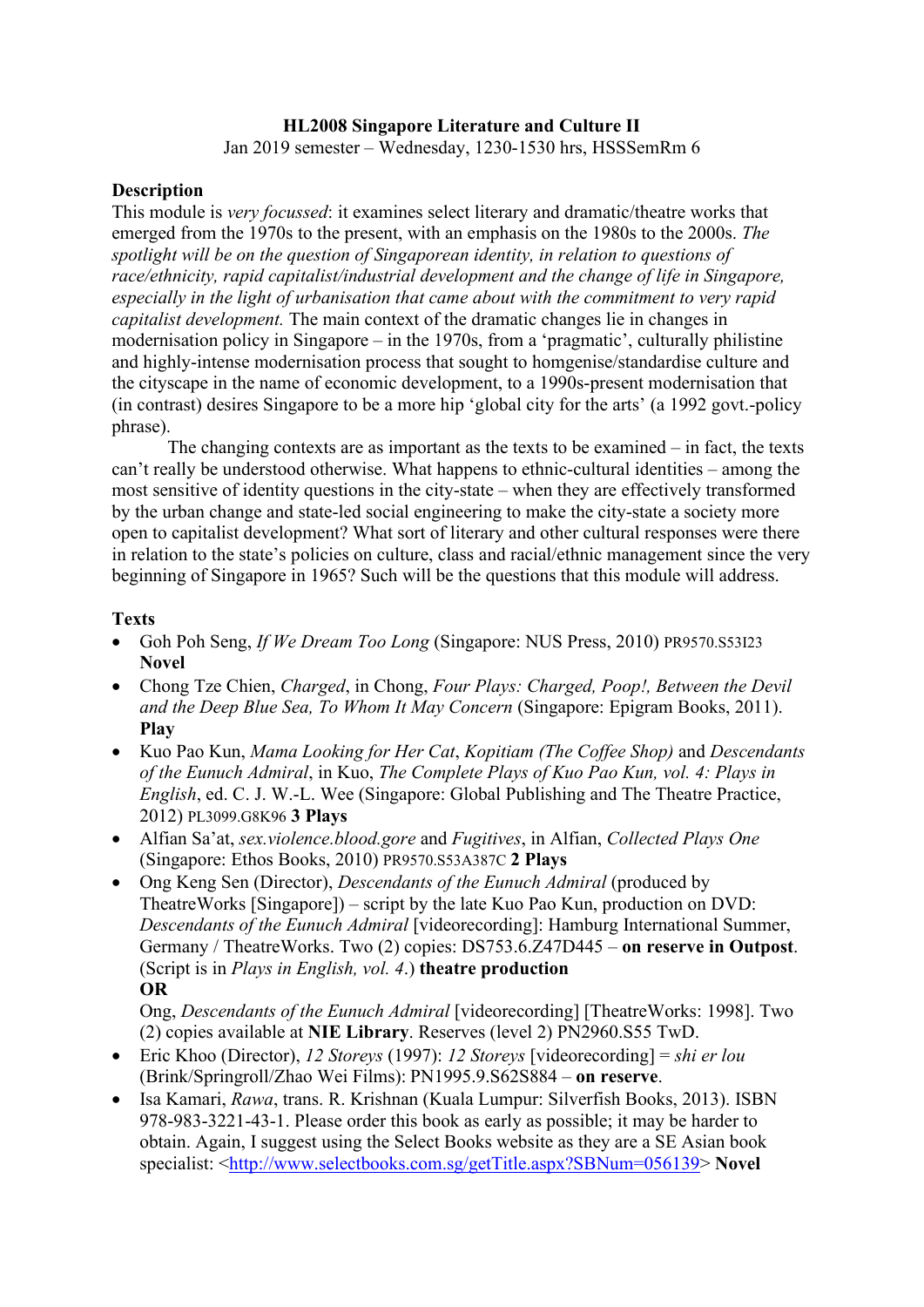**HL2008 Singapore Literature and Culture II**

Jan 2019 semester – Wednesday, 1230-1530 hrs, HSSSemRm 6

**Description**

This module is *very focussed*: it examines select literary and dramatic/theatre works that emerged from the 1970s to the present, with an emphasis on the 1980s to the 2000s. *The spotlight will be on the question of Singaporean identity, in relation to questions of race/ethnicity, rapid capitalist/industrial development and the change of life in Singapore, especially in the light of urbanisation that came about with the commitment to very rapid capitalist development.* The main context of the dramatic changes lie in changes in modernisation policy in Singapore – in the 1970s, from a 'pragmatic', culturally philistine and highly-intense modernisation process that sought to homgenise/standardise culture and the cityscape in the name of economic development, to a 1990s-present modernisation that (in contrast) desires Singapore to be a more hip 'global city for the arts' (a 1992 govt.-policy phrase).

The changing contexts are as important as the texts to be examined – in fact, the texts can't really be understood otherwise. What happens to ethnic-cultural identities – among the most sensitive of identity questions in the city-state – when they are effectively transformed by the urban change and state-led social engineering to make the city-state a society more open to capitalist development? What sort of literary and other cultural responses were there in relation to the state's policies on culture, class and racial/ethnic management since the very beginning of Singapore in 1965? Such will be the questions that this module will address.

**Texts**

- Goh Poh Seng, *If We Dream Too Long* (Singapore: NUS Press, 2010) PR9570.S53I23 **Novel**
- Chong Tze Chien, *Charged*, in Chong, *Four Plays: Charged, Poop!, Between the Devil and the Deep Blue Sea, To Whom It May Concern* (Singapore: Epigram Books, 2011). **Play**
- Kuo Pao Kun, *Mama Looking for Her Cat*, *Kopitiam (The Coffee Shop)* and *Descendants of the Eunuch Admiral*, in Kuo, *The Complete Plays of Kuo Pao Kun, vol. 4: Plays in English*, ed. C. J. W.-L. Wee (Singapore: Global Publishing and The Theatre Practice, 2012) PL3099.G8K96 **3 Plays**
- Alfian Sa'at, *sex.violence.blood.gore* and *Fugitives*, in Alfian, *Collected Plays One* (Singapore: Ethos Books, 2010) PR9570.S53A387C **2 Plays**
- Ong Keng Sen (Director), *Descendants of the Eunuch Admiral* (produced by TheatreWorks [Singapore]) – script by the late Kuo Pao Kun, production on DVD: *Descendants of the Eunuch Admiral* [videorecording]: Hamburg International Summer, Germany / TheatreWorks. Two (2) copies: DS753.6.Z47D445 – **on reserve in Outpost**. (Script is in *Plays in English, vol. 4*.) **theatre production**

  **OR**

  Ong, *Descendants of the Eunuch Admiral* [videorecording] [TheatreWorks: 1998]. Two (2) copies available at **NIE Library**. Reserves (level 2) PN2960.S55 TwD.
- Eric Khoo (Director), *12 Storeys* (1997): *12 Storeys* [videorecording] = *shi er lou* (Brink/Springroll/Zhao Wei Films): PN1995.9.S62S884 – **on reserve**.
- Isa Kamari, *Rawa*, trans. R. Krishnan (Kuala Lumpur: Silverfish Books, 2013). ISBN 978-983-3221-43-1. Please order this book as early as possible; it may be harder to obtain. Again, I suggest using the Select Books website as they are a SE Asian book specialist: <http://www.selectbooks.com.sg/getTitle.aspx?SBNum=056139> **Novel**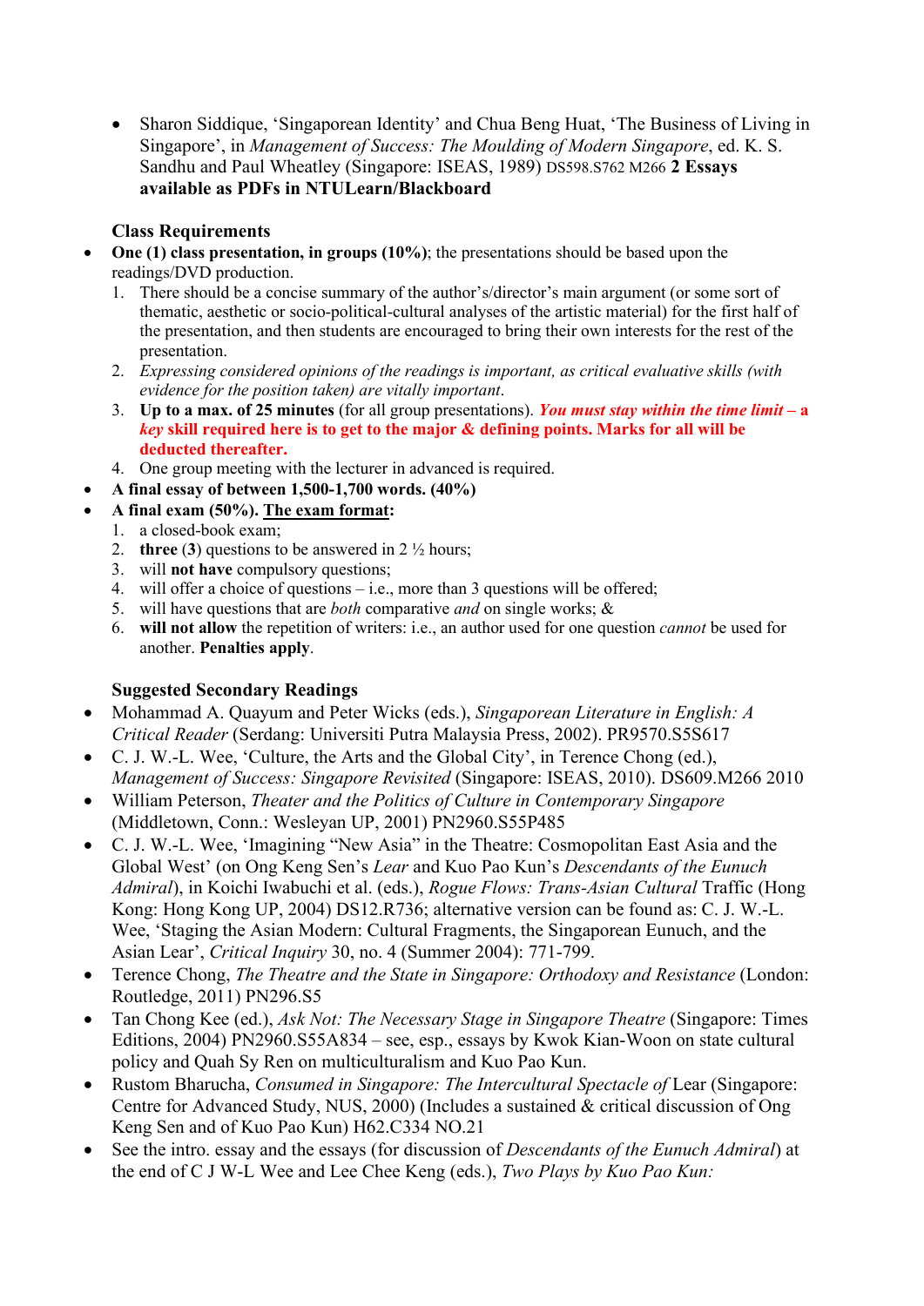- Sharon Siddique, 'Singaporean Identity' and Chua Beng Huat, 'The Business of Living in Singapore', in *Management of Success: The Moulding of Modern Singapore*, ed. K. S. Sandhu and Paul Wheatley (Singapore: ISEAS, 1989) DS598.S762 M266 **2 Essays available as PDFs in NTULearn/Blackboard**

### Class Requirements

- **One (1) class presentation, in groups (10%)**; the presentations should be based upon the readings/DVD production.
  1. There should be a concise summary of the author's/director's main argument (or some sort of thematic, aesthetic or socio-political-cultural analyses of the artistic material) for the first half of the presentation, and then students are encouraged to bring their own interests for the rest of the presentation.
  2. *Expressing considered opinions of the readings is important, as critical evaluative skills (with evidence for the position taken) are vitally important*.
  3. **Up to a max. of 25 minutes** (for all group presentations). ***You must stay within the time limit*** **– a** ***key*** **skill required here is to get to the major & defining points. Marks for all will be deducted thereafter.**
  4. One group meeting with the lecturer in advanced is required.
- **A final essay of between 1,500-1,700 words. (40%)**
- **A final exam (50%).** **The exam format:**
  1. a closed-book exam;
  2. **three** (**3**) questions to be answered in 2 ½ hours;
  3. will **not have** compulsory questions;
  4. will offer a choice of questions – i.e., more than 3 questions will be offered;
  5. will have questions that are *both* comparative *and* on single works; &
  6. **will not allow** the repetition of writers: i.e., an author used for one question *cannot* be used for another. **Penalties apply**.

### Suggested Secondary Readings

- Mohammad A. Quayum and Peter Wicks (eds.), *Singaporean Literature in English: A Critical Reader* (Serdang: Universiti Putra Malaysia Press, 2002). PR9570.S5S617
- C. J. W.-L. Wee, 'Culture, the Arts and the Global City', in Terence Chong (ed.), *Management of Success: Singapore Revisited* (Singapore: ISEAS, 2010). DS609.M266 2010
- William Peterson, *Theater and the Politics of Culture in Contemporary Singapore* (Middletown, Conn.: Wesleyan UP, 2001) PN2960.S55P485
- C. J. W.-L. Wee, 'Imagining "New Asia" in the Theatre: Cosmopolitan East Asia and the Global West' (on Ong Keng Sen's *Lear* and Kuo Pao Kun's *Descendants of the Eunuch Admiral*), in Koichi Iwabuchi et al. (eds.), *Rogue Flows: Trans-Asian Cultural* Traffic (Hong Kong: Hong Kong UP, 2004) DS12.R736; alternative version can be found as: C. J. W.-L. Wee, 'Staging the Asian Modern: Cultural Fragments, the Singaporean Eunuch, and the Asian Lear', *Critical Inquiry* 30, no. 4 (Summer 2004): 771-799.
- Terence Chong, *The Theatre and the State in Singapore: Orthodoxy and Resistance* (London: Routledge, 2011) PN296.S5
- Tan Chong Kee (ed.), *Ask Not: The Necessary Stage in Singapore Theatre* (Singapore: Times Editions, 2004) PN2960.S55A834 – see, esp., essays by Kwok Kian-Woon on state cultural policy and Quah Sy Ren on multiculturalism and Kuo Pao Kun.
- Rustom Bharucha, *Consumed in Singapore: The Intercultural Spectacle of* Lear (Singapore: Centre for Advanced Study, NUS, 2000) (Includes a sustained & critical discussion of Ong Keng Sen and of Kuo Pao Kun) H62.C334 NO.21
- See the intro. essay and the essays (for discussion of *Descendants of the Eunuch Admiral*) at the end of C J W-L Wee and Lee Chee Keng (eds.), *Two Plays by Kuo Pao Kun:*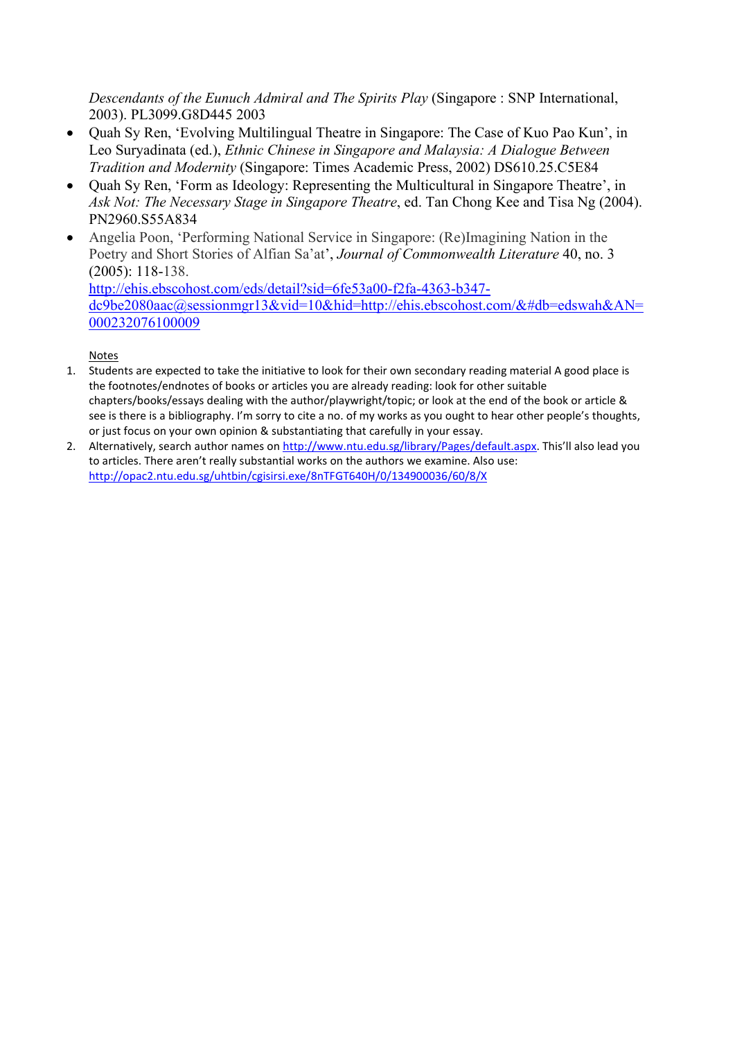*Descendants of the Eunuch Admiral and The Spirits Play* (Singapore : SNP International, 2003). PL3099.G8D445 2003

- Quah Sy Ren, 'Evolving Multilingual Theatre in Singapore: The Case of Kuo Pao Kun', in Leo Suryadinata (ed.), *Ethnic Chinese in Singapore and Malaysia: A Dialogue Between Tradition and Modernity* (Singapore: Times Academic Press, 2002) DS610.25.C5E84
- Quah Sy Ren, 'Form as Ideology: Representing the Multicultural in Singapore Theatre', in *Ask Not: The Necessary Stage in Singapore Theatre*, ed. Tan Chong Kee and Tisa Ng (2004). PN2960.S55A834
- Angelia Poon, 'Performing National Service in Singapore: (Re)Imagining Nation in the Poetry and Short Stories of Alfian Sa'at', *Journal of Commonwealth Literature* 40, no. 3 (2005): 118-138. http://ehis.ebscohost.com/eds/detail?sid=6fe53a00-f2fa-4363-b347-dc9be2080aac@sessionmgr13&vid=10&hid=http://ehis.ebscohost.com/&#db=edswah&AN=000232076100009

Notes

1. Students are expected to take the initiative to look for their own secondary reading material A good place is the footnotes/endnotes of books or articles you are already reading: look for other suitable chapters/books/essays dealing with the author/playwright/topic; or look at the end of the book or article & see is there is a bibliography. I'm sorry to cite a no. of my works as you ought to hear other people's thoughts, or just focus on your own opinion & substantiating that carefully in your essay.
2. Alternatively, search author names on http://www.ntu.edu.sg/library/Pages/default.aspx. This'll also lead you to articles. There aren't really substantial works on the authors we examine. Also use: http://opac2.ntu.edu.sg/uhtbin/cgisirsi.exe/8nTFGT640H/0/134900036/60/8/X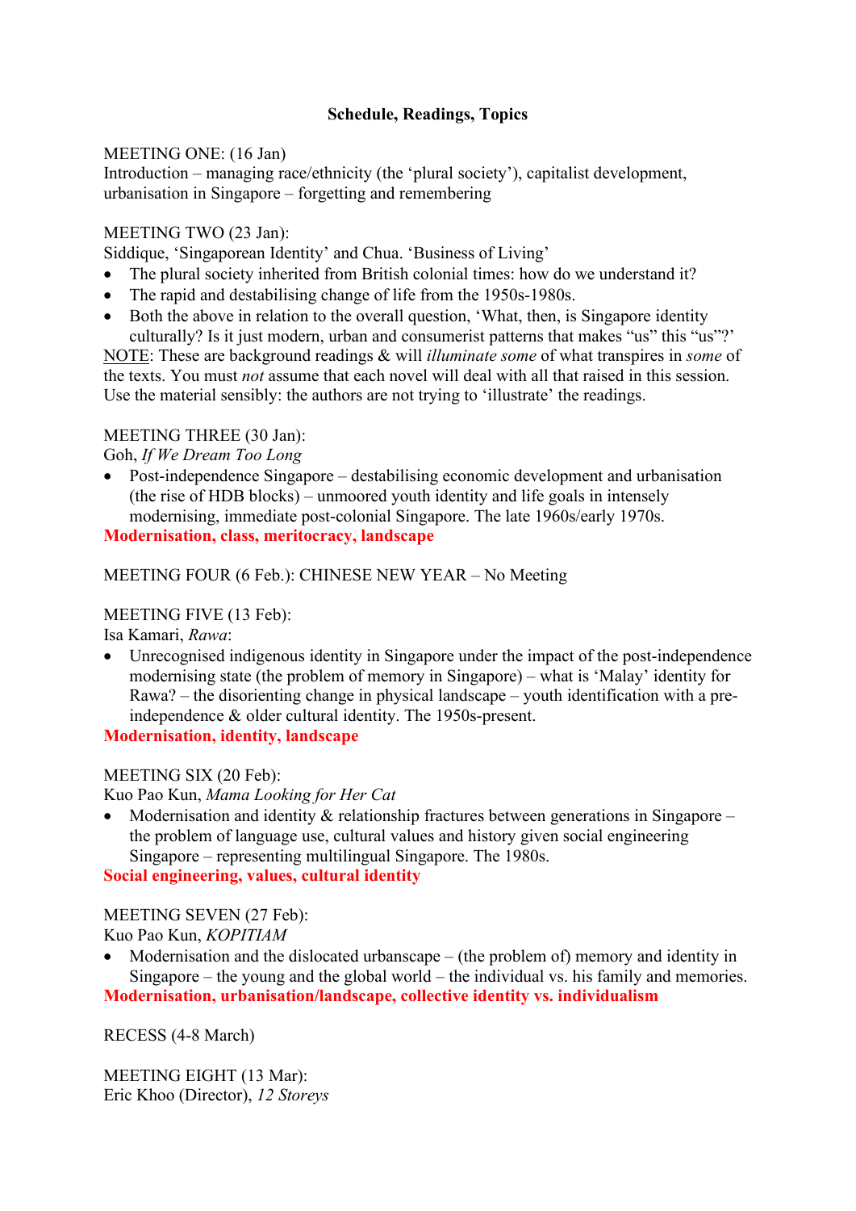**Schedule, Readings, Topics**

MEETING ONE: (16 Jan)
Introduction – managing race/ethnicity (the 'plural society'), capitalist development, urbanisation in Singapore – forgetting and remembering

MEETING TWO (23 Jan):
Siddique, 'Singaporean Identity' and Chua. 'Business of Living'

- The plural society inherited from British colonial times: how do we understand it?
- The rapid and destabilising change of life from the 1950s-1980s.
- Both the above in relation to the overall question, 'What, then, is Singapore identity culturally? Is it just modern, urban and consumerist patterns that makes "us" this "us"?'

NOTE: These are background readings & will *illuminate some* of what transpires in *some* of the texts. You must *not* assume that each novel will deal with all that raised in this session. Use the material sensibly: the authors are not trying to 'illustrate' the readings.

MEETING THREE (30 Jan):
Goh, *If We Dream Too Long*

- Post-independence Singapore – destabilising economic development and urbanisation (the rise of HDB blocks) – unmoored youth identity and life goals in intensely modernising, immediate post-colonial Singapore. The late 1960s/early 1970s.

**Modernisation, class, meritocracy, landscape**

MEETING FOUR (6 Feb.): CHINESE NEW YEAR – No Meeting

MEETING FIVE (13 Feb):
Isa Kamari, *Rawa*:

- Unrecognised indigenous identity in Singapore under the impact of the post-independence modernising state (the problem of memory in Singapore) – what is 'Malay' identity for Rawa? – the disorienting change in physical landscape – youth identification with a pre-independence & older cultural identity. The 1950s-present.

**Modernisation, identity, landscape**

MEETING SIX (20 Feb):
Kuo Pao Kun, *Mama Looking for Her Cat*

- Modernisation and identity & relationship fractures between generations in Singapore – the problem of language use, cultural values and history given social engineering Singapore – representing multilingual Singapore. The 1980s.

**Social engineering, values, cultural identity**

MEETING SEVEN (27 Feb):
Kuo Pao Kun, *KOPITIAM*

- Modernisation and the dislocated urbanscape – (the problem of) memory and identity in Singapore – the young and the global world – the individual vs. his family and memories.

**Modernisation, urbanisation/landscape, collective identity vs. individualism**

RECESS (4-8 March)

MEETING EIGHT (13 Mar):
Eric Khoo (Director), *12 Storeys*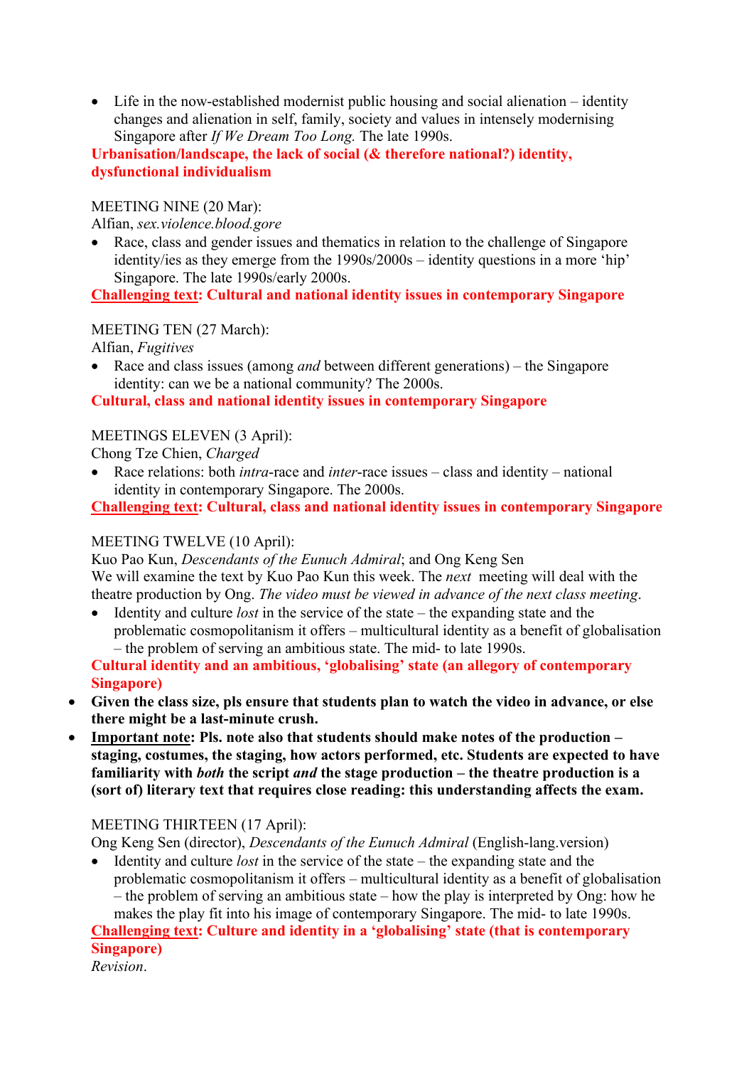- Life in the now-established modernist public housing and social alienation – identity changes and alienation in self, family, society and values in intensely modernising Singapore after *If We Dream Too Long.* The late 1990s.

**Urbanisation/landscape, the lack of social (& therefore national?) identity, dysfunctional individualism**

MEETING NINE (20 Mar):
Alfian, *sex.violence.blood.gore*

- Race, class and gender issues and thematics in relation to the challenge of Singapore identity/ies as they emerge from the 1990s/2000s – identity questions in a more 'hip' Singapore. The late 1990s/early 2000s.

**Challenging text: Cultural and national identity issues in contemporary Singapore**

MEETING TEN (27 March):
Alfian, *Fugitives*

- Race and class issues (among *and* between different generations) – the Singapore identity: can we be a national community? The 2000s.

**Cultural, class and national identity issues in contemporary Singapore**

MEETINGS ELEVEN (3 April):
Chong Tze Chien, *Charged*

- Race relations: both *intra*-race and *inter*-race issues – class and identity – national identity in contemporary Singapore. The 2000s.

**Challenging text: Cultural, class and national identity issues in contemporary Singapore**

MEETING TWELVE (10 April):
Kuo Pao Kun, *Descendants of the Eunuch Admiral*; and Ong Keng Sen
We will examine the text by Kuo Pao Kun this week. The *next* meeting will deal with the theatre production by Ong. *The video must be viewed in advance of the next class meeting*.

- Identity and culture *lost* in the service of the state – the expanding state and the problematic cosmopolitanism it offers – multicultural identity as a benefit of globalisation – the problem of serving an ambitious state. The mid- to late 1990s.

**Cultural identity and an ambitious, 'globalising' state (an allegory of contemporary Singapore)**

- **Given the class size, pls ensure that students plan to watch the video in advance, or else there might be a last-minute crush.**
- **Important note: Pls. note also that students should make notes of the production – staging, costumes, the staging, how actors performed, etc. Students are expected to have familiarity with *both* the script *and* the stage production – the theatre production is a (sort of) literary text that requires close reading: this understanding affects the exam.**

MEETING THIRTEEN (17 April):
Ong Keng Sen (director), *Descendants of the Eunuch Admiral* (English-lang.version)

- Identity and culture *lost* in the service of the state – the expanding state and the problematic cosmopolitanism it offers – multicultural identity as a benefit of globalisation – the problem of serving an ambitious state – how the play is interpreted by Ong: how he makes the play fit into his image of contemporary Singapore. The mid- to late 1990s.

**Challenging text: Culture and identity in a 'globalising' state (that is contemporary Singapore)**

*Revision*.